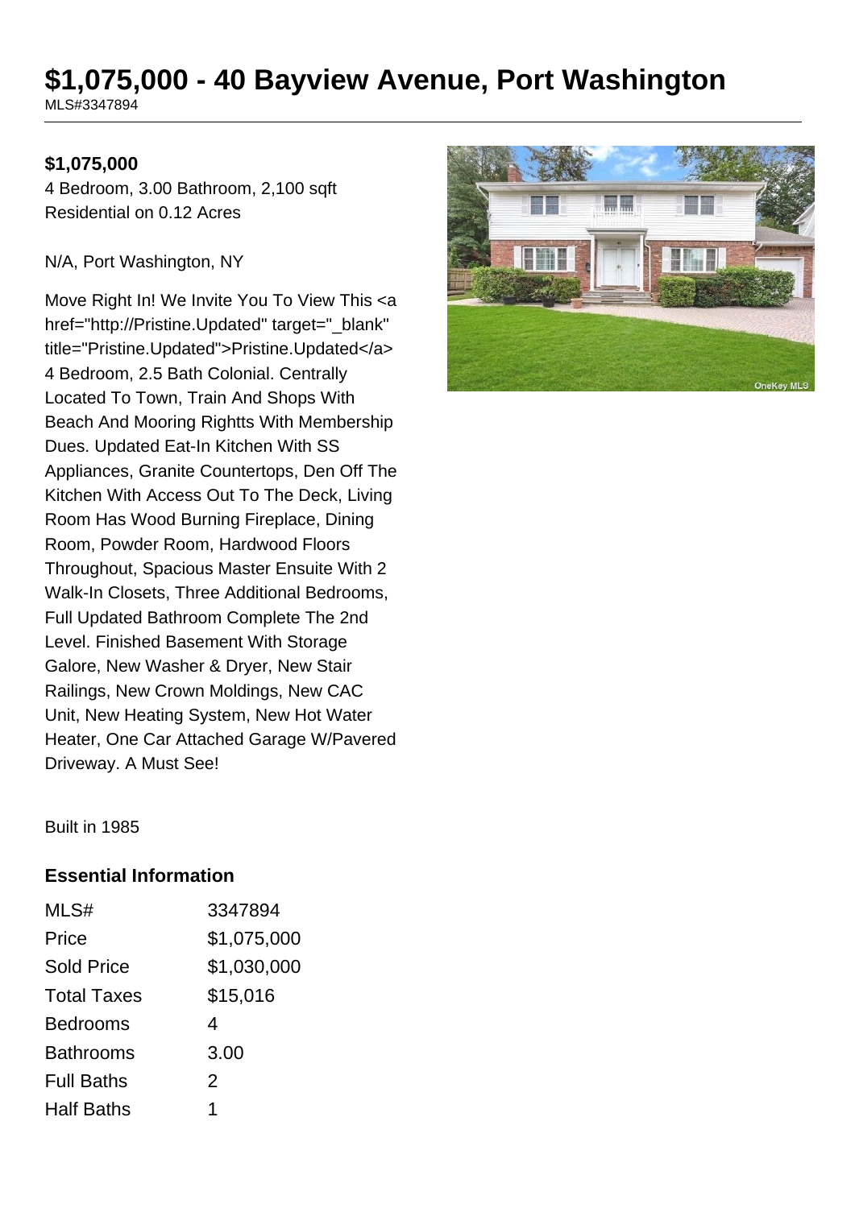# $1,075,000 - 40 Bayview Avenue, Port Washington

MLS#3347894

**$1,075,000**

4 Bedroom, 3.00 Bathroom, 2,100 sqft
Residential on 0.12 Acres

N/A, Port Washington, NY

Move Right In! We Invite You To View This <a href="http://Pristine.Updated" target="_blank" title="Pristine.Updated">Pristine.Updated</a> 4 Bedroom, 2.5 Bath Colonial. Centrally Located To Town, Train And Shops With Beach And Mooring Rightts With Membership Dues. Updated Eat-In Kitchen With SS Appliances, Granite Countertops, Den Off The Kitchen With Access Out To The Deck, Living Room Has Wood Burning Fireplace, Dining Room, Powder Room, Hardwood Floors Throughout, Spacious Master Ensuite With 2 Walk-In Closets, Three Additional Bedrooms, Full Updated Bathroom Complete The 2nd Level. Finished Basement With Storage Galore, New Washer & Dryer, New Stair Railings, New Crown Moldings, New CAC Unit, New Heating System, New Hot Water Heater, One Car Attached Garage W/Pavered Driveway. A Must See!

Built in 1985

### Essential Information

| | |
|---|---|
| MLS# | 3347894 |
| Price | $1,075,000 |
| Sold Price | $1,030,000 |
| Total Taxes | $15,016 |
| Bedrooms | 4 |
| Bathrooms | 3.00 |
| Full Baths | 2 |
| Half Baths | 1 |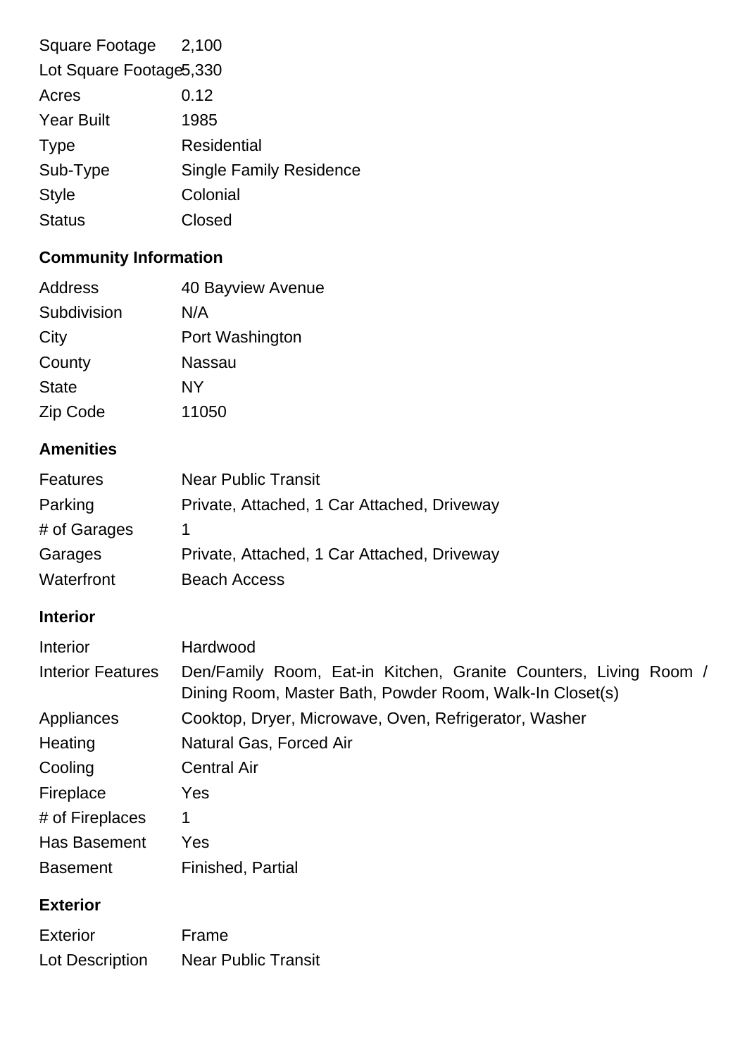| | |
|---|---|
| Square Footage | 2,100 |
| Lot Square Footage | 5,330 |
| Acres | 0.12 |
| Year Built | 1985 |
| Type | Residential |
| Sub-Type | Single Family Residence |
| Style | Colonial |
| Status | Closed |

## Community Information

| | |
|---|---|
| Address | 40 Bayview Avenue |
| Subdivision | N/A |
| City | Port Washington |
| County | Nassau |
| State | NY |
| Zip Code | 11050 |

## Amenities

| | |
|---|---|
| Features | Near Public Transit |
| Parking | Private, Attached, 1 Car Attached, Driveway |
| # of Garages | 1 |
| Garages | Private, Attached, 1 Car Attached, Driveway |
| Waterfront | Beach Access |

## Interior

| | |
|---|---|
| Interior | Hardwood |
| Interior Features | Den/Family Room, Eat-in Kitchen, Granite Counters, Living Room / Dining Room, Master Bath, Powder Room, Walk-In Closet(s) |
| Appliances | Cooktop, Dryer, Microwave, Oven, Refrigerator, Washer |
| Heating | Natural Gas, Forced Air |
| Cooling | Central Air |
| Fireplace | Yes |
| # of Fireplaces | 1 |
| Has Basement | Yes |
| Basement | Finished, Partial |

## Exterior

| | |
|---|---|
| Exterior | Frame |
| Lot Description | Near Public Transit |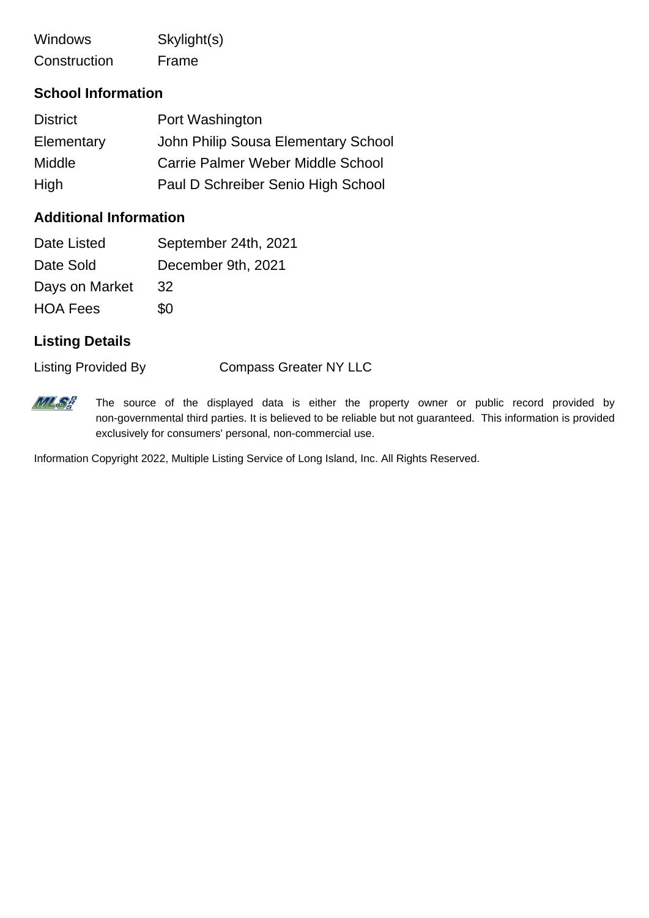| | |
|---|---|
| Windows | Skylight(s) |
| Construction | Frame |

### School Information

| | |
|---|---|
| District | Port Washington |
| Elementary | John Philip Sousa Elementary School |
| Middle | Carrie Palmer Weber Middle School |
| High | Paul D Schreiber Senio High School |

### Additional Information

| | |
|---|---|
| Date Listed | September 24th, 2021 |
| Date Sold | December 9th, 2021 |
| Days on Market | 32 |
| HOA Fees | $0 |

### Listing Details

| | |
|---|---|
| Listing Provided By | Compass Greater NY LLC |

The source of the displayed data is either the property owner or public record provided by non-governmental third parties. It is believed to be reliable but not guaranteed. This information is provided exclusively for consumers' personal, non-commercial use.

Information Copyright 2022, Multiple Listing Service of Long Island, Inc. All Rights Reserved.